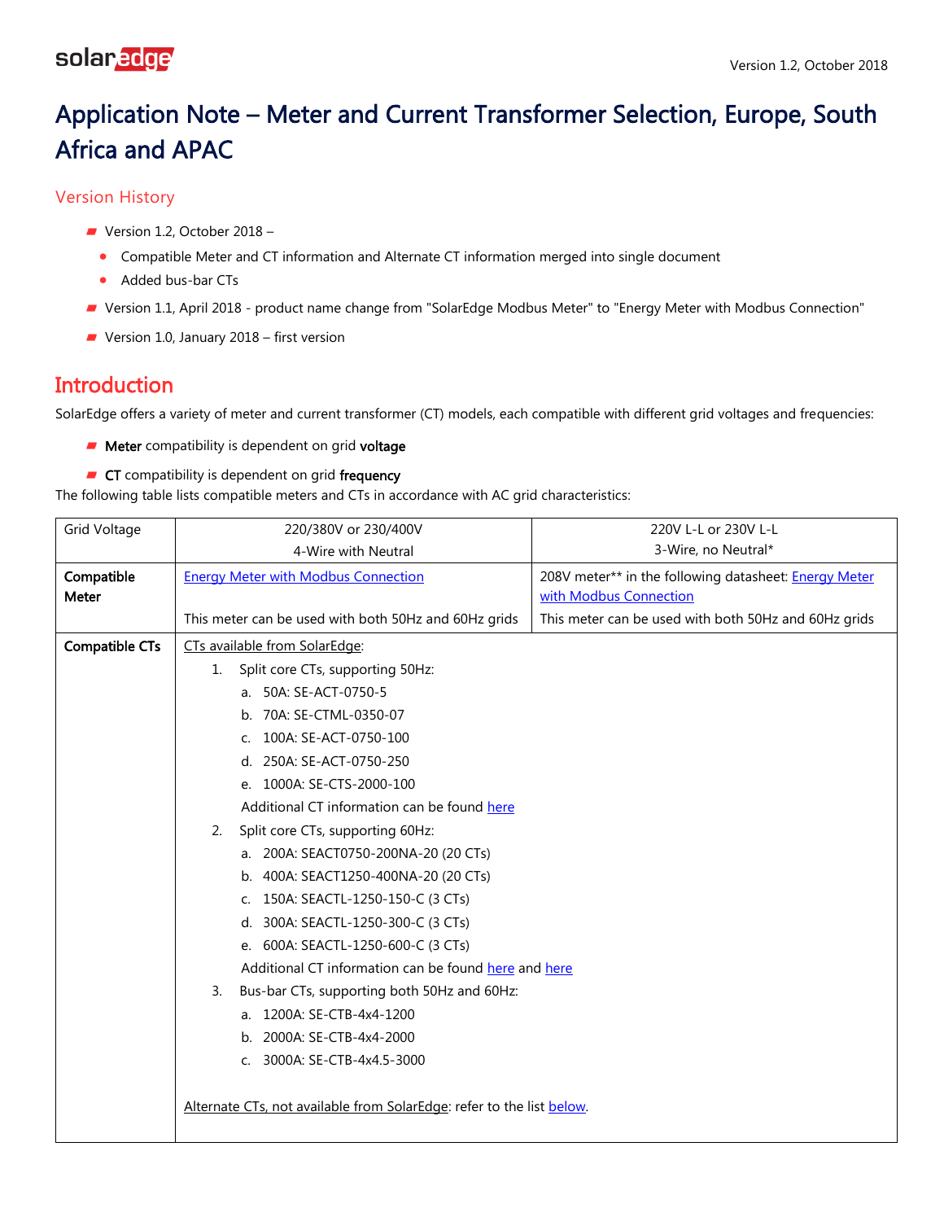# Application Note – Meter and Current Transformer Selection, Europe, South Africa and APAC

## Version History

- Version 1.2, October 2018 –
  - Compatible Meter and CT information and Alternate CT information merged into single document
  - Added bus-bar CTs
- Version 1.1, April 2018 - product name change from "SolarEdge Modbus Meter" to "Energy Meter with Modbus Connection"
- Version 1.0, January 2018 – first version

## Introduction

SolarEdge offers a variety of meter and current transformer (CT) models, each compatible with different grid voltages and frequencies:

- **Meter** compatibility is dependent on grid **voltage**
- **CT** compatibility is dependent on grid **frequency**

The following table lists compatible meters and CTs in accordance with AC grid characteristics:

| Grid Voltage | 220/380V or 230/400V<br>4-Wire with Neutral | 220V L-L or 230V L-L<br>3-Wire, no Neutral* |
|---|---|---|
| **Compatible Meter** | Energy Meter with Modbus Connection<br><br>This meter can be used with both 50Hz and 60Hz grids | 208V meter** in the following datasheet: Energy Meter with Modbus Connection<br>This meter can be used with both 50Hz and 60Hz grids |
| **Compatible CTs** | CTs available from SolarEdge:<br>1. Split core CTs, supporting 50Hz:<br>a. 50A: SE-ACT-0750-5<br>b. 70A: SE-CTML-0350-07<br>c. 100A: SE-ACT-0750-100<br>d. 250A: SE-ACT-0750-250<br>e. 1000A: SE-CTS-2000-100<br>Additional CT information can be found here<br>2. Split core CTs, supporting 60Hz:<br>a. 200A: SEACT0750-200NA-20 (20 CTs)<br>b. 400A: SEACT1250-400NA-20 (20 CTs)<br>c. 150A: SEACTL-1250-150-C (3 CTs)<br>d. 300A: SEACTL-1250-300-C (3 CTs)<br>e. 600A: SEACTL-1250-600-C (3 CTs)<br>Additional CT information can be found here and here<br>3. Bus-bar CTs, supporting both 50Hz and 60Hz:<br>a. 1200A: SE-CTB-4x4-1200<br>b. 2000A: SE-CTB-4x4-2000<br>c. 3000A: SE-CTB-4x4.5-3000<br><br>Alternate CTs, not available from SolarEdge: refer to the list below. | |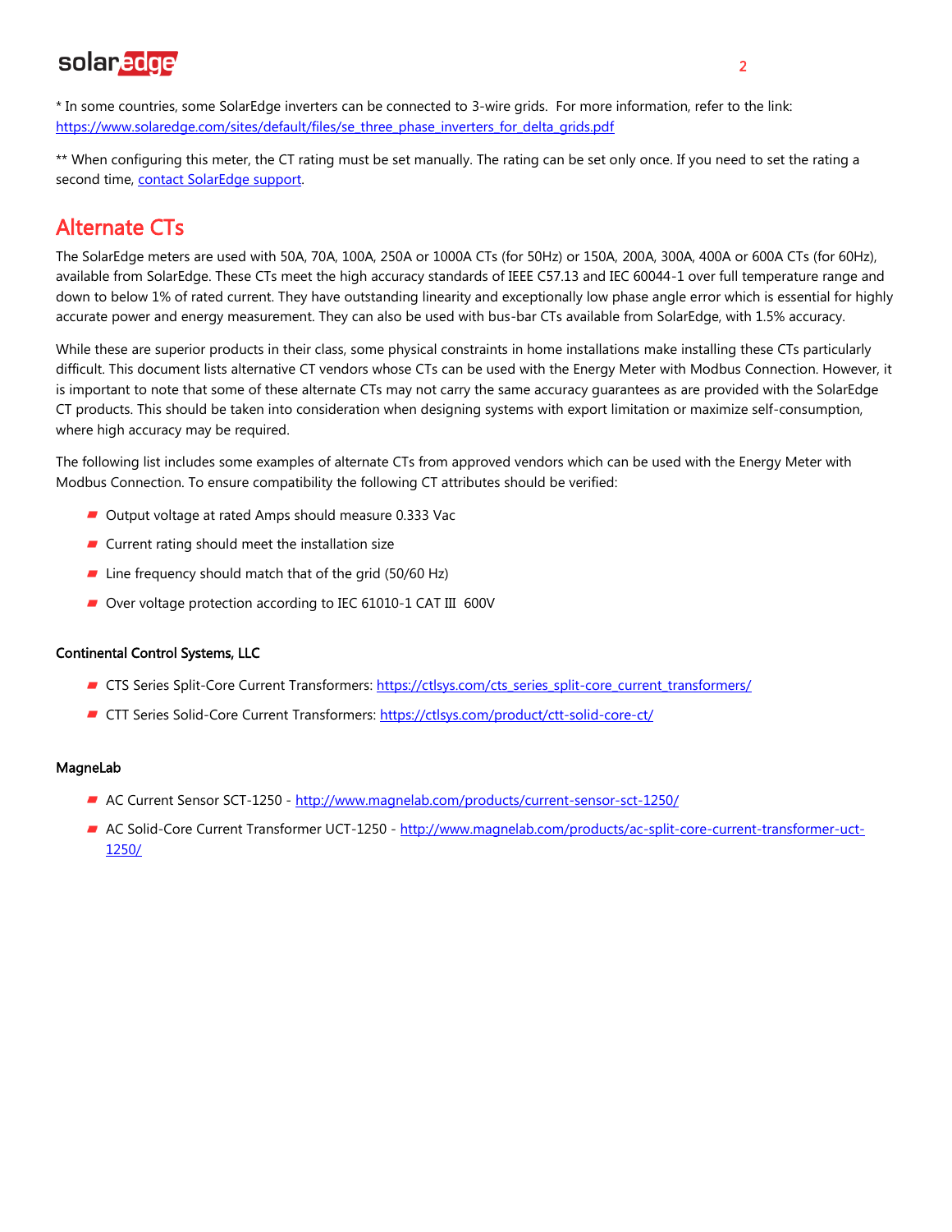* In some countries, some SolarEdge inverters can be connected to 3-wire grids.  For more information, refer to the link: [https://www.solaredge.com/sites/default/files/se_three_phase_inverters_for_delta_grids.pdf](https://www.solaredge.com/sites/default/files/se_three_phase_inverters_for_delta_grids.pdf)

** When configuring this meter, the CT rating must be set manually. The rating can be set only once. If you need to set the rating a second time, contact SolarEdge support.

## Alternate CTs

The SolarEdge meters are used with 50A, 70A, 100A, 250A or 1000A CTs (for 50Hz) or 150A, 200A, 300A, 400A or 600A CTs (for 60Hz), available from SolarEdge. These CTs meet the high accuracy standards of IEEE C57.13 and IEC 60044-1 over full temperature range and down to below 1% of rated current. They have outstanding linearity and exceptionally low phase angle error which is essential for highly accurate power and energy measurement. They can also be used with bus-bar CTs available from SolarEdge, with 1.5% accuracy.

While these are superior products in their class, some physical constraints in home installations make installing these CTs particularly difficult. This document lists alternative CT vendors whose CTs can be used with the Energy Meter with Modbus Connection. However, it is important to note that some of these alternate CTs may not carry the same accuracy guarantees as are provided with the SolarEdge CT products. This should be taken into consideration when designing systems with export limitation or maximize self-consumption, where high accuracy may be required.

The following list includes some examples of alternate CTs from approved vendors which can be used with the Energy Meter with Modbus Connection. To ensure compatibility the following CT attributes should be verified:

- Output voltage at rated Amps should measure 0.333 Vac
- Current rating should meet the installation size
- Line frequency should match that of the grid (50/60 Hz)
- Over voltage protection according to IEC 61010-1 CAT Ⅲ  600V

**Continental Control Systems, LLC**

- CTS Series Split-Core Current Transformers: [https://ctlsys.com/cts_series_split-core_current_transformers/](https://ctlsys.com/cts_series_split-core_current_transformers/)
- CTT Series Solid-Core Current Transformers: [https://ctlsys.com/product/ctt-solid-core-ct/](https://ctlsys.com/product/ctt-solid-core-ct/)

**MagneLab**

- AC Current Sensor SCT-1250 - [http://www.magnelab.com/products/current-sensor-sct-1250/](http://www.magnelab.com/products/current-sensor-sct-1250/)
- AC Solid-Core Current Transformer UCT-1250 - [http://www.magnelab.com/products/ac-split-core-current-transformer-uct-1250/](http://www.magnelab.com/products/ac-split-core-current-transformer-uct-1250/)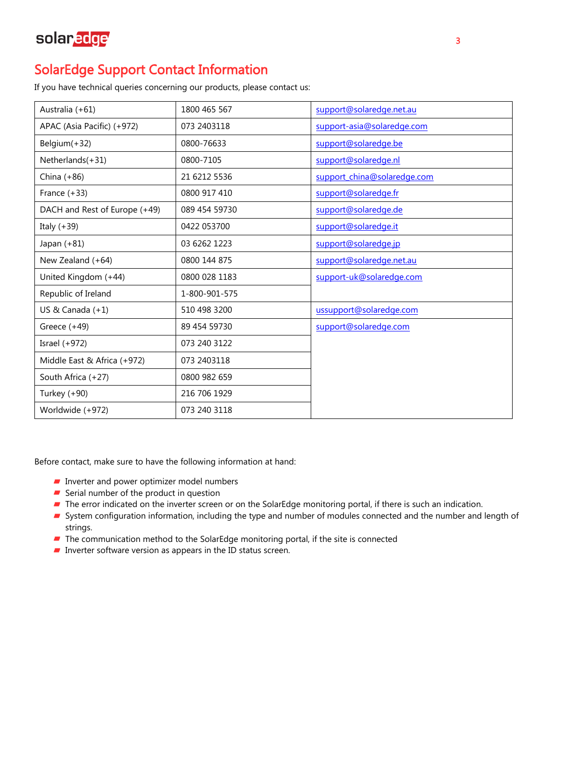# SolarEdge Support Contact Information

If you have technical queries concerning our products, please contact us:

| | | |
|---|---|---|
| Australia (+61) | 1800 465 567 | support@solaredge.net.au |
| APAC (Asia Pacific) (+972) | 073 2403118 | support-asia@solaredge.com |
| Belgium(+32) | 0800-76633 | support@solaredge.be |
| Netherlands(+31) | 0800-7105 | support@solaredge.nl |
| China (+86) | 21 6212 5536 | support_china@solaredge.com |
| France (+33) | 0800 917 410 | support@solaredge.fr |
| DACH and Rest of Europe (+49) | 089 454 59730 | support@solaredge.de |
| Italy (+39) | 0422 053700 | support@solaredge.it |
| Japan (+81) | 03 6262 1223 | support@solaredge.jp |
| New Zealand (+64) | 0800 144 875 | support@solaredge.net.au |
| United Kingdom (+44) | 0800 028 1183 | support-uk@solaredge.com |
| Republic of Ireland | 1-800-901-575 | |
| US & Canada (+1) | 510 498 3200 | ussupport@solaredge.com |
| Greece (+49) | 89 454 59730 | support@solaredge.com |
| Israel (+972) | 073 240 3122 | |
| Middle East & Africa (+972) | 073 2403118 | |
| South Africa (+27) | 0800 982 659 | |
| Turkey (+90) | 216 706 1929 | |
| Worldwide (+972) | 073 240 3118 | |

Before contact, make sure to have the following information at hand:

- Inverter and power optimizer model numbers
- Serial number of the product in question
- The error indicated on the inverter screen or on the SolarEdge monitoring portal, if there is such an indication.
- System configuration information, including the type and number of modules connected and the number and length of strings.
- The communication method to the SolarEdge monitoring portal, if the site is connected
- Inverter software version as appears in the ID status screen.